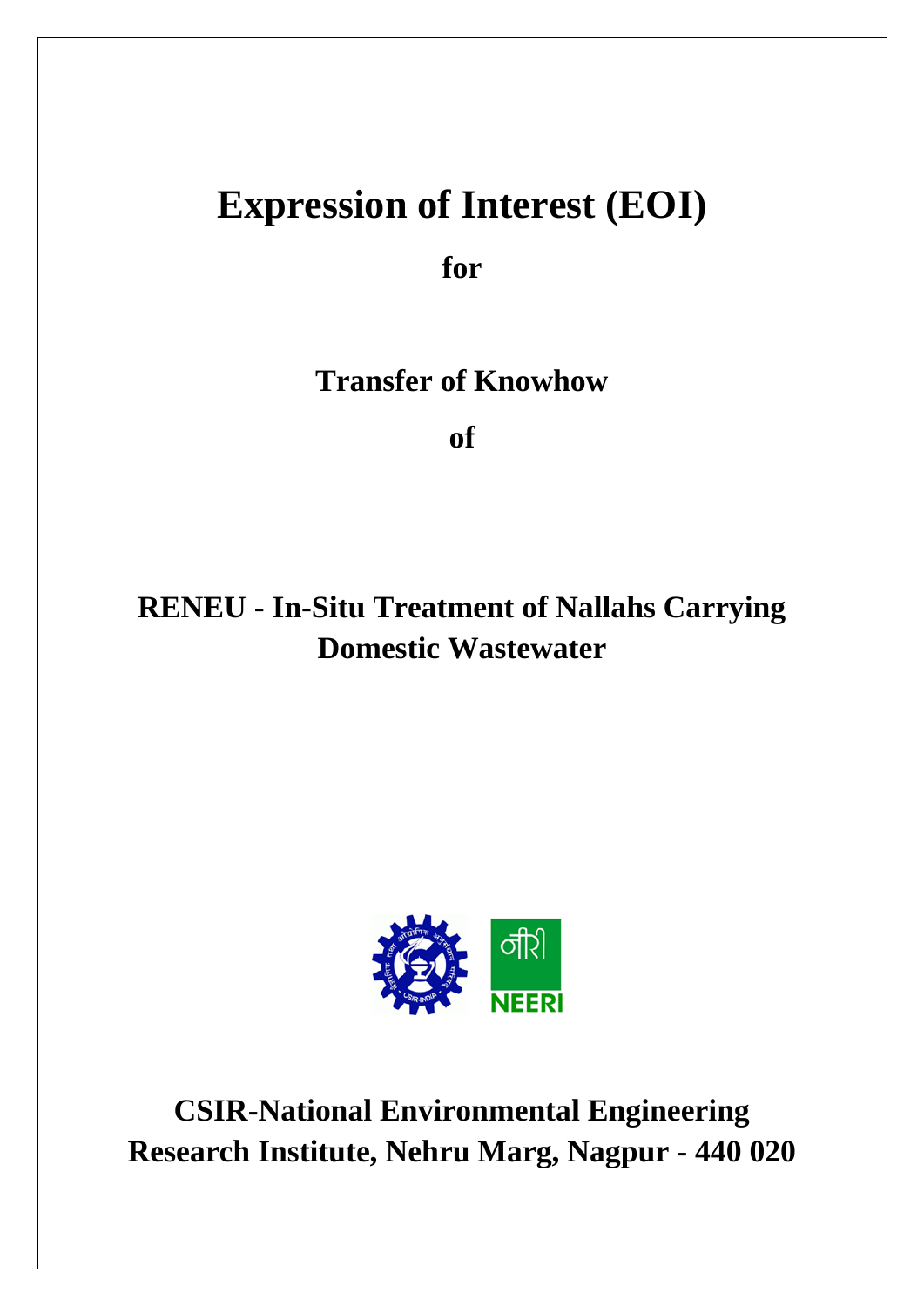# Expression of Interest (EOI)

**for**

**Transfer of Knowhow**

**of**

## RENEU - In-Situ Treatment of Nallahs Carrying Domestic Wastewater

नीरी
NEERI

**CSIR-National Environmental Engineering Research Institute, Nehru Marg, Nagpur - 440 020**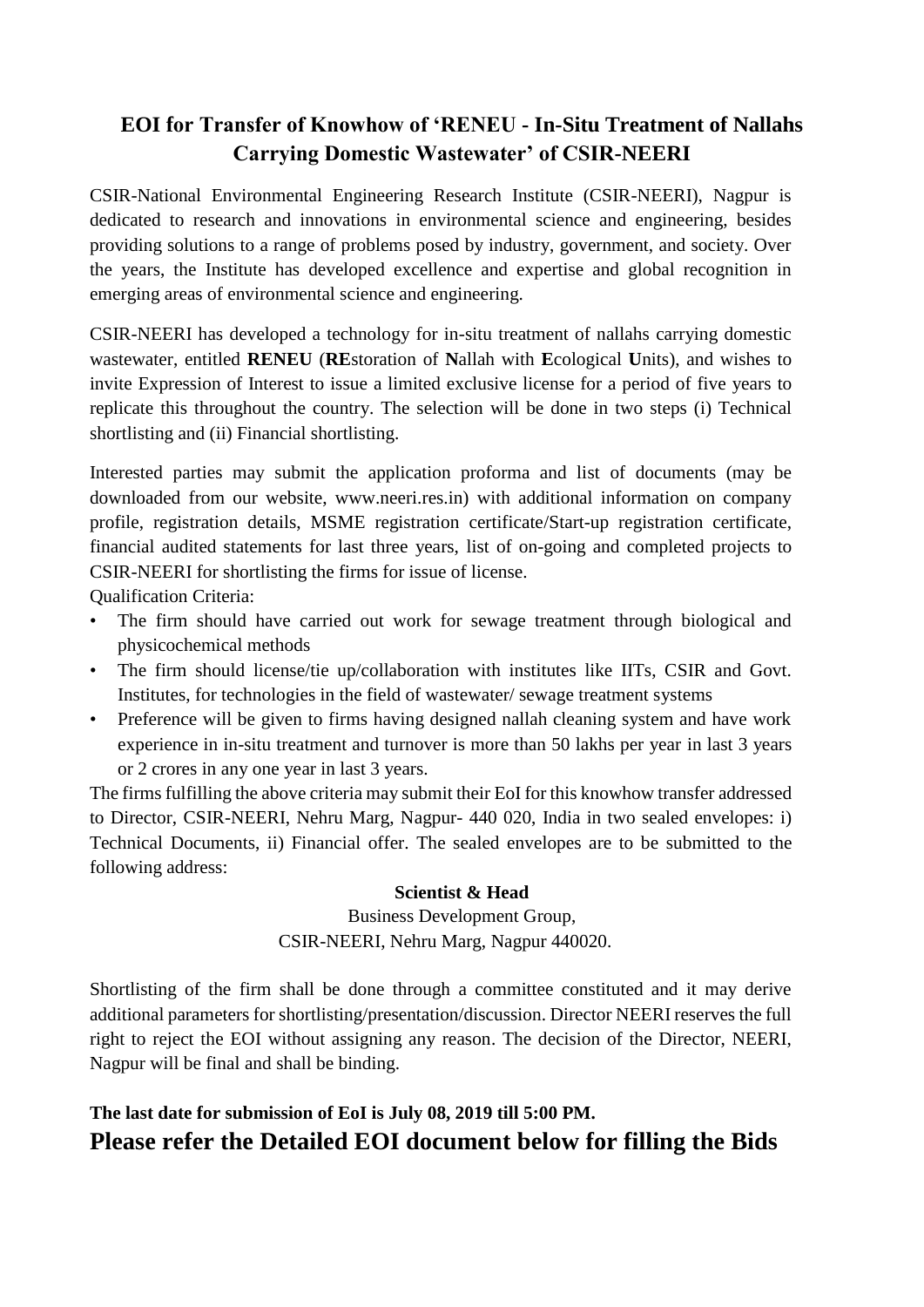## EOI for Transfer of Knowhow of 'RENEU - In-Situ Treatment of Nallahs Carrying Domestic Wastewater' of CSIR-NEERI

CSIR-National Environmental Engineering Research Institute (CSIR-NEERI), Nagpur is dedicated to research and innovations in environmental science and engineering, besides providing solutions to a range of problems posed by industry, government, and society. Over the years, the Institute has developed excellence and expertise and global recognition in emerging areas of environmental science and engineering.

CSIR-NEERI has developed a technology for in-situ treatment of nallahs carrying domestic wastewater, entitled **RENEU** (**RE**storation of **N**allah with **E**cological **U**nits), and wishes to invite Expression of Interest to issue a limited exclusive license for a period of five years to replicate this throughout the country. The selection will be done in two steps (i) Technical shortlisting and (ii) Financial shortlisting.

Interested parties may submit the application proforma and list of documents (may be downloaded from our website, www.neeri.res.in) with additional information on company profile, registration details, MSME registration certificate/Start-up registration certificate, financial audited statements for last three years, list of on-going and completed projects to CSIR-NEERI for shortlisting the firms for issue of license.

Qualification Criteria:

- The firm should have carried out work for sewage treatment through biological and physicochemical methods
- The firm should license/tie up/collaboration with institutes like IITs, CSIR and Govt. Institutes, for technologies in the field of wastewater/ sewage treatment systems
- Preference will be given to firms having designed nallah cleaning system and have work experience in in-situ treatment and turnover is more than 50 lakhs per year in last 3 years or 2 crores in any one year in last 3 years.

The firms fulfilling the above criteria may submit their EoI for this knowhow transfer addressed to Director, CSIR-NEERI, Nehru Marg, Nagpur- 440 020, India in two sealed envelopes: i) Technical Documents, ii) Financial offer. The sealed envelopes are to be submitted to the following address:

**Scientist & Head**
Business Development Group,
CSIR-NEERI, Nehru Marg, Nagpur 440020.

Shortlisting of the firm shall be done through a committee constituted and it may derive additional parameters for shortlisting/presentation/discussion. Director NEERI reserves the full right to reject the EOI without assigning any reason. The decision of the Director, NEERI, Nagpur will be final and shall be binding.

**The last date for submission of EoI is July 08, 2019 till 5:00 PM.**

## Please refer the Detailed EOI document below for filling the Bids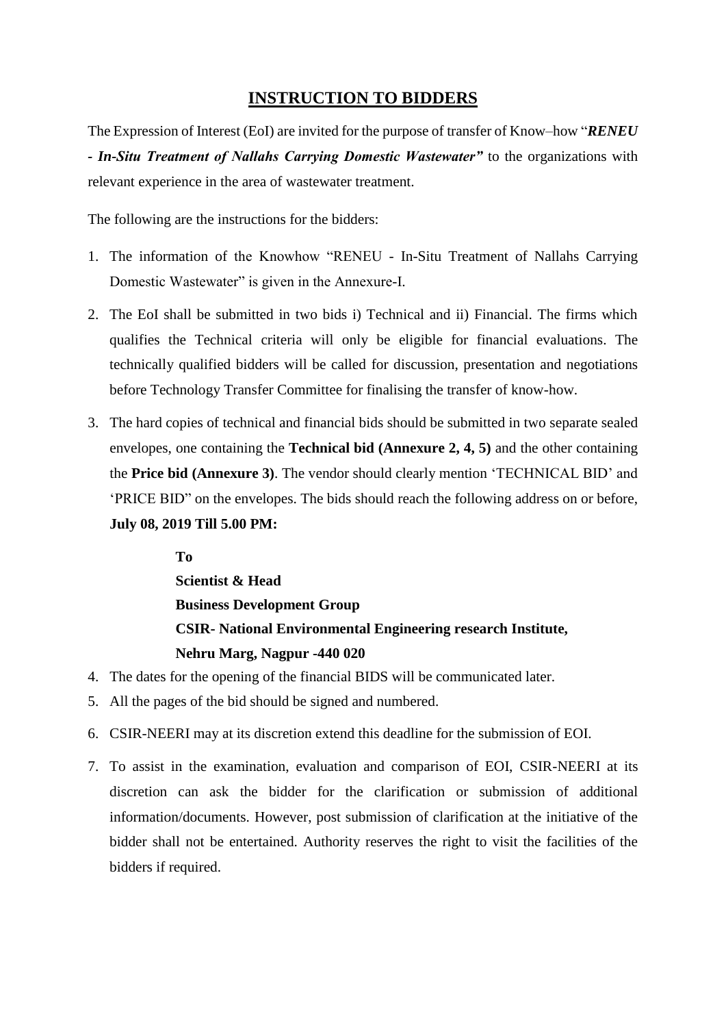# INSTRUCTION TO BIDDERS

The Expression of Interest (EoI) are invited for the purpose of transfer of Know–how "***RENEU - In-Situ Treatment of Nallahs Carrying Domestic Wastewater***" to the organizations with relevant experience in the area of wastewater treatment.

The following are the instructions for the bidders:

1. The information of the Knowhow "RENEU - In-Situ Treatment of Nallahs Carrying Domestic Wastewater" is given in the Annexure-I.
2. The EoI shall be submitted in two bids i) Technical and ii) Financial. The firms which qualifies the Technical criteria will only be eligible for financial evaluations. The technically qualified bidders will be called for discussion, presentation and negotiations before Technology Transfer Committee for finalising the transfer of know-how.
3. The hard copies of technical and financial bids should be submitted in two separate sealed envelopes, one containing the **Technical bid (Annexure 2, 4, 5)** and the other containing the **Price bid (Annexure 3)**. The vendor should clearly mention 'TECHNICAL BID' and 'PRICE BID" on the envelopes. The bids should reach the following address on or before, **July 08, 2019 Till 5.00 PM:**

   **To**
   **Scientist & Head**
   **Business Development Group**
   **CSIR- National Environmental Engineering research Institute,**
   **Nehru Marg, Nagpur -440 020**

4. The dates for the opening of the financial BIDS will be communicated later.
5. All the pages of the bid should be signed and numbered.
6. CSIR-NEERI may at its discretion extend this deadline for the submission of EOI.
7. To assist in the examination, evaluation and comparison of EOI, CSIR-NEERI at its discretion can ask the bidder for the clarification or submission of additional information/documents. However, post submission of clarification at the initiative of the bidder shall not be entertained. Authority reserves the right to visit the facilities of the bidders if required.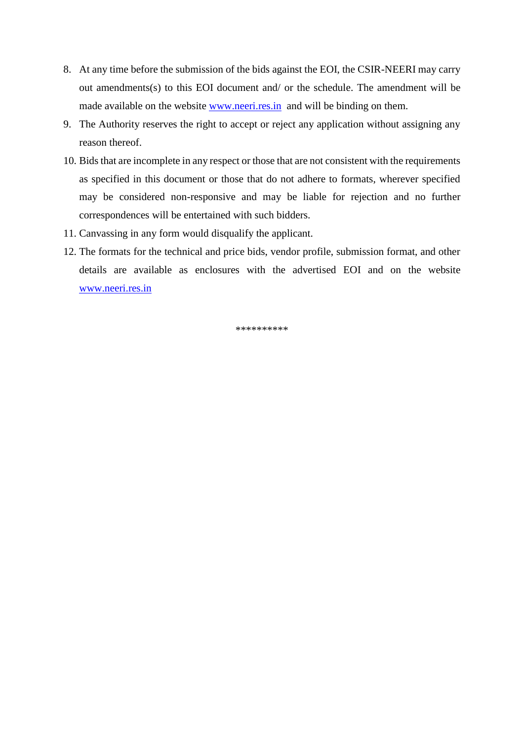8. At any time before the submission of the bids against the EOI, the CSIR-NEERI may carry out amendments(s) to this EOI document and/ or the schedule. The amendment will be made available on the website www.neeri.res.in and will be binding on them.
9. The Authority reserves the right to accept or reject any application without assigning any reason thereof.
10. Bids that are incomplete in any respect or those that are not consistent with the requirements as specified in this document or those that do not adhere to formats, wherever specified may be considered non-responsive and may be liable for rejection and no further correspondences will be entertained with such bidders.
11. Canvassing in any form would disqualify the applicant.
12. The formats for the technical and price bids, vendor profile, submission format, and other details are available as enclosures with the advertised EOI and on the website www.neeri.res.in

**********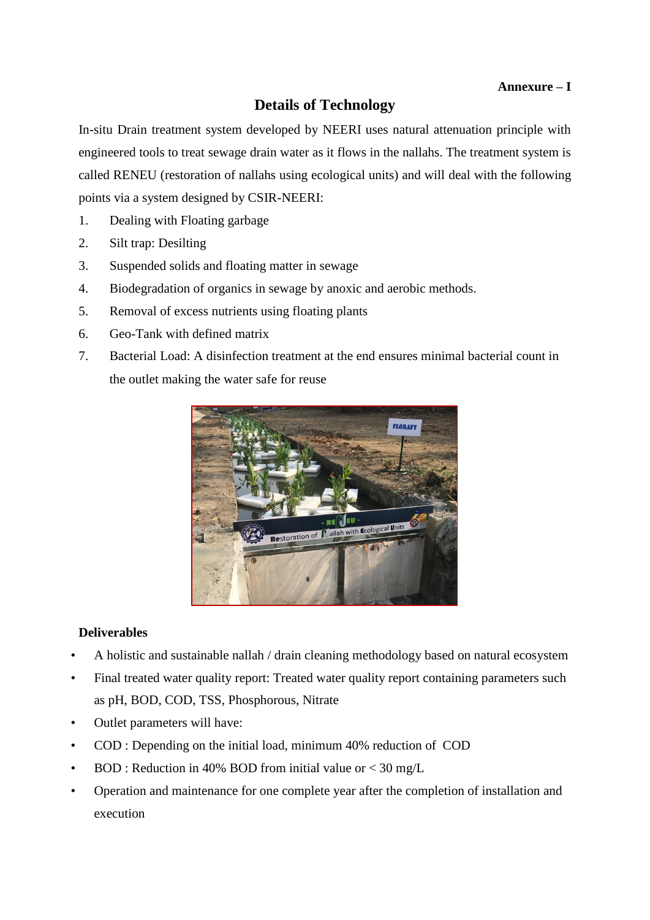**Annexure – I**

## Details of Technology

In-situ Drain treatment system developed by NEERI uses natural attenuation principle with engineered tools to treat sewage drain water as it flows in the nallahs. The treatment system is called RENEU (restoration of nallahs using ecological units) and will deal with the following points via a system designed by CSIR-NEERI:

1. Dealing with Floating garbage
2. Silt trap: Desilting
3. Suspended solids and floating matter in sewage
4. Biodegradation of organics in sewage by anoxic and aerobic methods.
5. Removal of excess nutrients using floating plants
6. Geo-Tank with defined matrix
7. Bacterial Load: A disinfection treatment at the end ensures minimal bacterial count in the outlet making the water safe for reuse

**Deliverables**

- A holistic and sustainable nallah / drain cleaning methodology based on natural ecosystem
- Final treated water quality report: Treated water quality report containing parameters such as pH, BOD, COD, TSS, Phosphorous, Nitrate
- Outlet parameters will have:
- COD : Depending on the initial load, minimum 40% reduction of COD
- BOD : Reduction in 40% BOD from initial value or < 30 mg/L
- Operation and maintenance for one complete year after the completion of installation and execution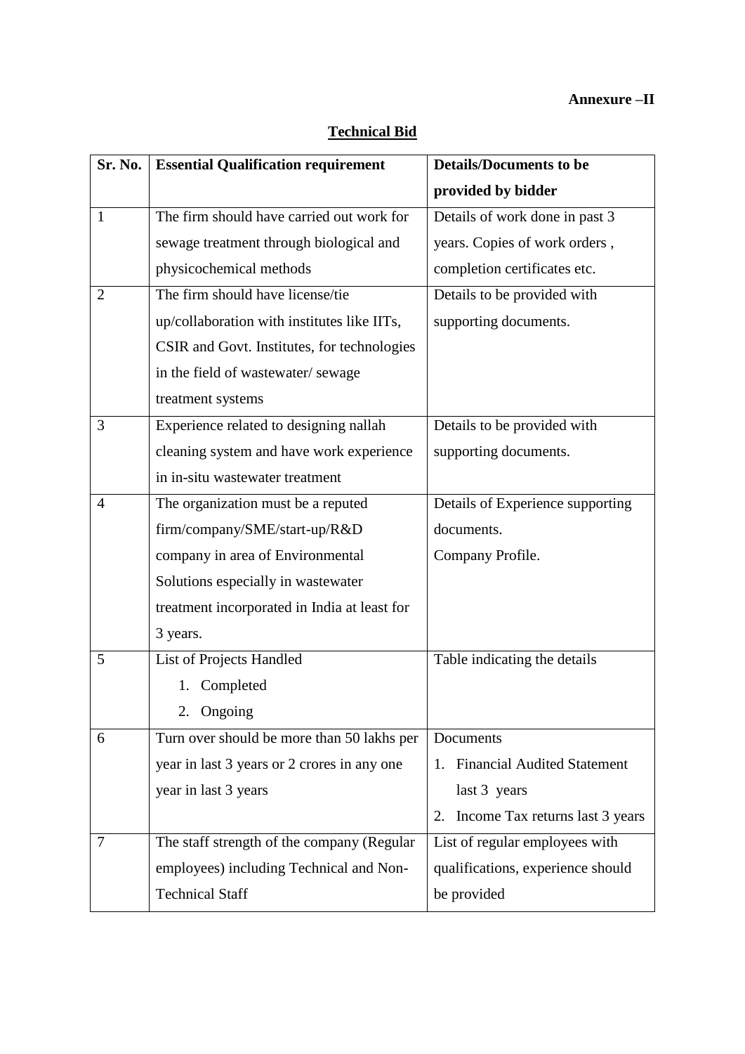**Annexure –II**

**Technical Bid**

| Sr. No. | Essential Qualification requirement | Details/Documents to be provided by bidder |
|---|---|---|
| 1 | The firm should have carried out work for sewage treatment through biological and physicochemical methods | Details of work done in past 3 years. Copies of work orders , completion certificates etc. |
| 2 | The firm should have license/tie up/collaboration with institutes like IITs, CSIR and Govt. Institutes, for technologies in the field of wastewater/ sewage treatment systems | Details to be provided with supporting documents. |
| 3 | Experience related to designing nallah cleaning system and have work experience in in-situ wastewater treatment | Details to be provided with supporting documents. |
| 4 | The organization must be a reputed firm/company/SME/start-up/R&D company in area of Environmental Solutions especially in wastewater treatment incorporated in India at least for 3 years. | Details of Experience supporting documents.<br>Company Profile. |
| 5 | List of Projects Handled<br>1. Completed<br>2. Ongoing | Table indicating the details |
| 6 | Turn over should be more than 50 lakhs per year in last 3 years or 2 crores in any one year in last 3 years | Documents<br>1. Financial Audited Statement last 3 years<br>2. Income Tax returns last 3 years |
| 7 | The staff strength of the company (Regular employees) including Technical and Non-Technical Staff | List of regular employees with qualifications, experience should be provided |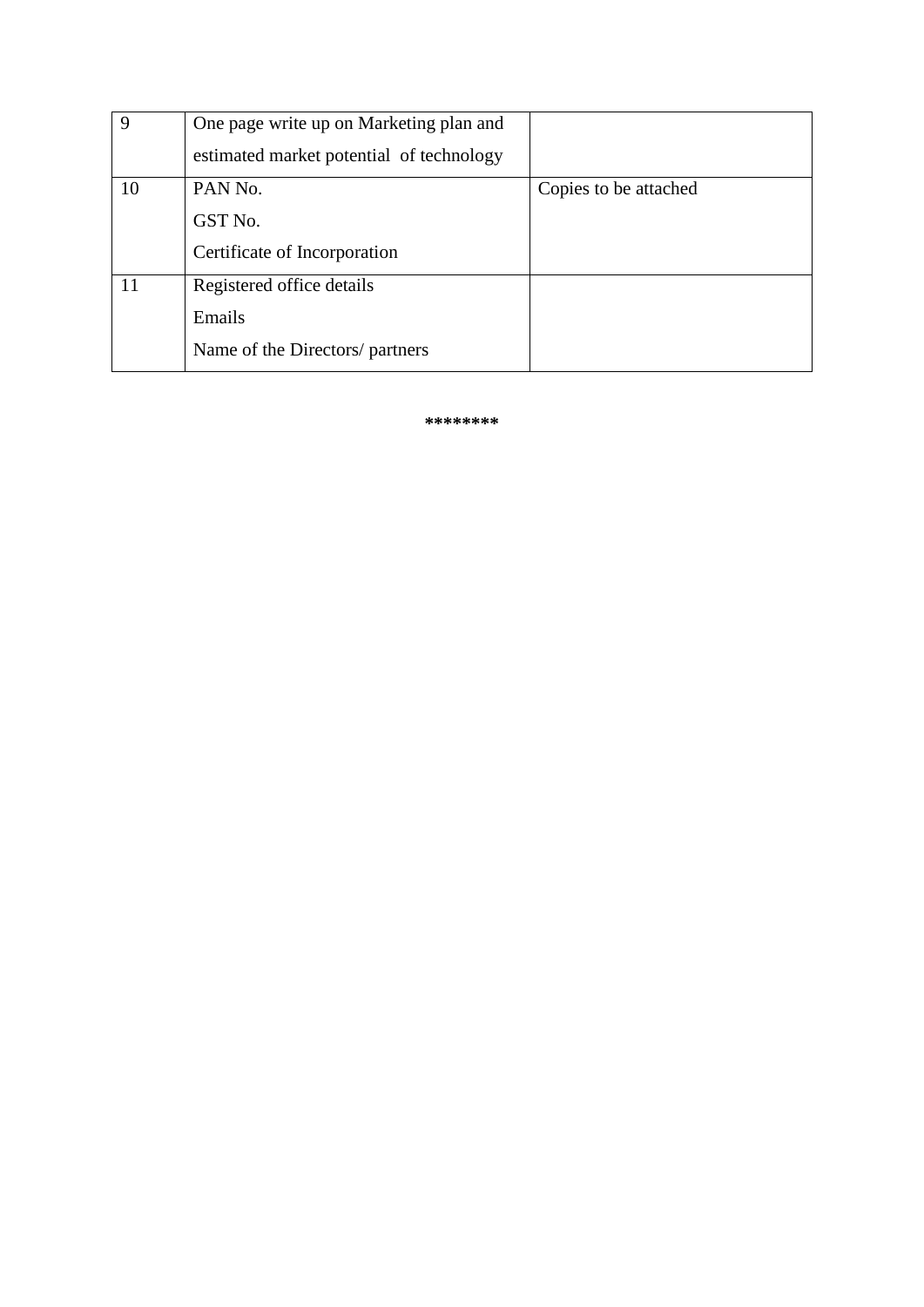| 9 | One page write up on Marketing plan and estimated market potential of technology | |
|---|---|---|
| 10 | PAN No.<br>GST No.<br>Certificate of Incorporation | Copies to be attached |
| 11 | Registered office details<br>Emails<br>Name of the Directors/ partners | |

********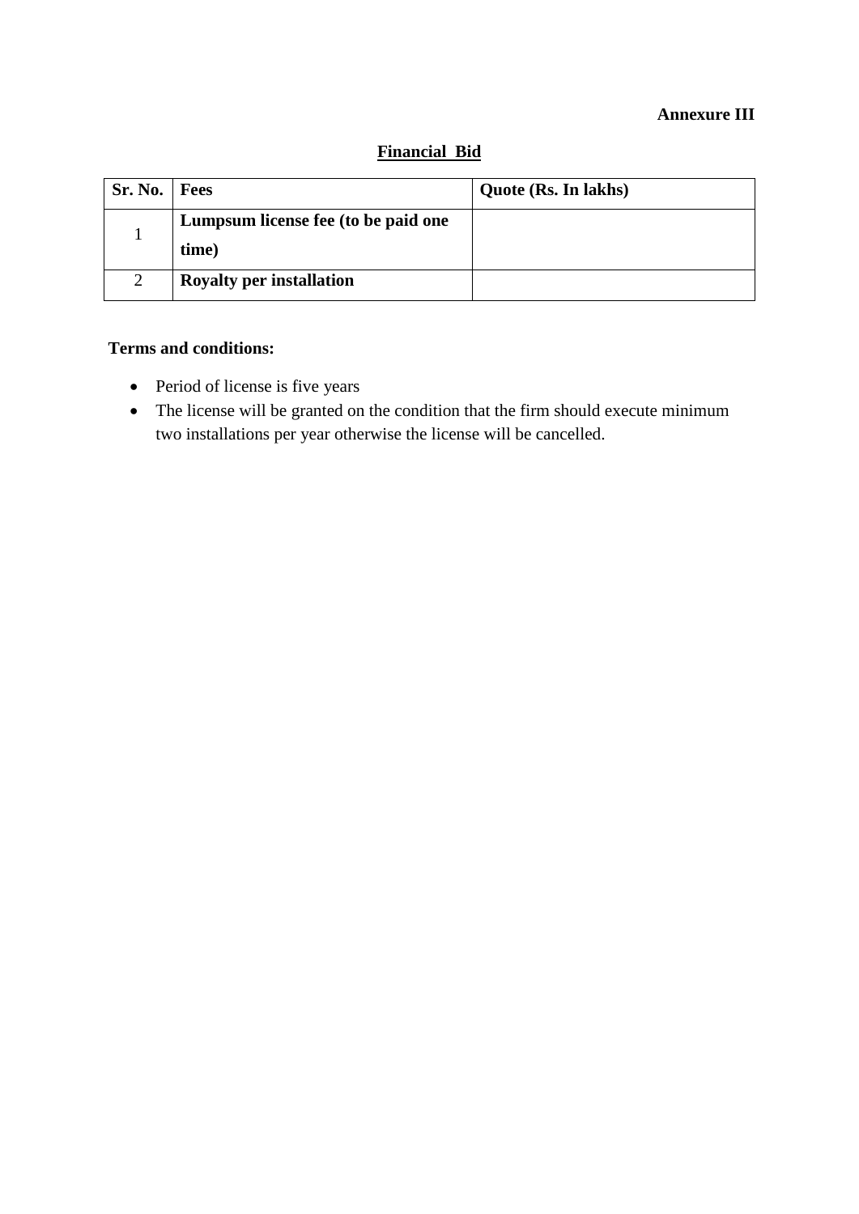**Annexure III**

## Financial Bid

| Sr. No. | Fees | Quote (Rs. In lakhs) |
|---|---|---|
| 1 | **Lumpsum license fee (to be paid one time)** | |
| 2 | **Royalty per installation** | |

**Terms and conditions:**

- Period of license is five years
- The license will be granted on the condition that the firm should execute minimum two installations per year otherwise the license will be cancelled.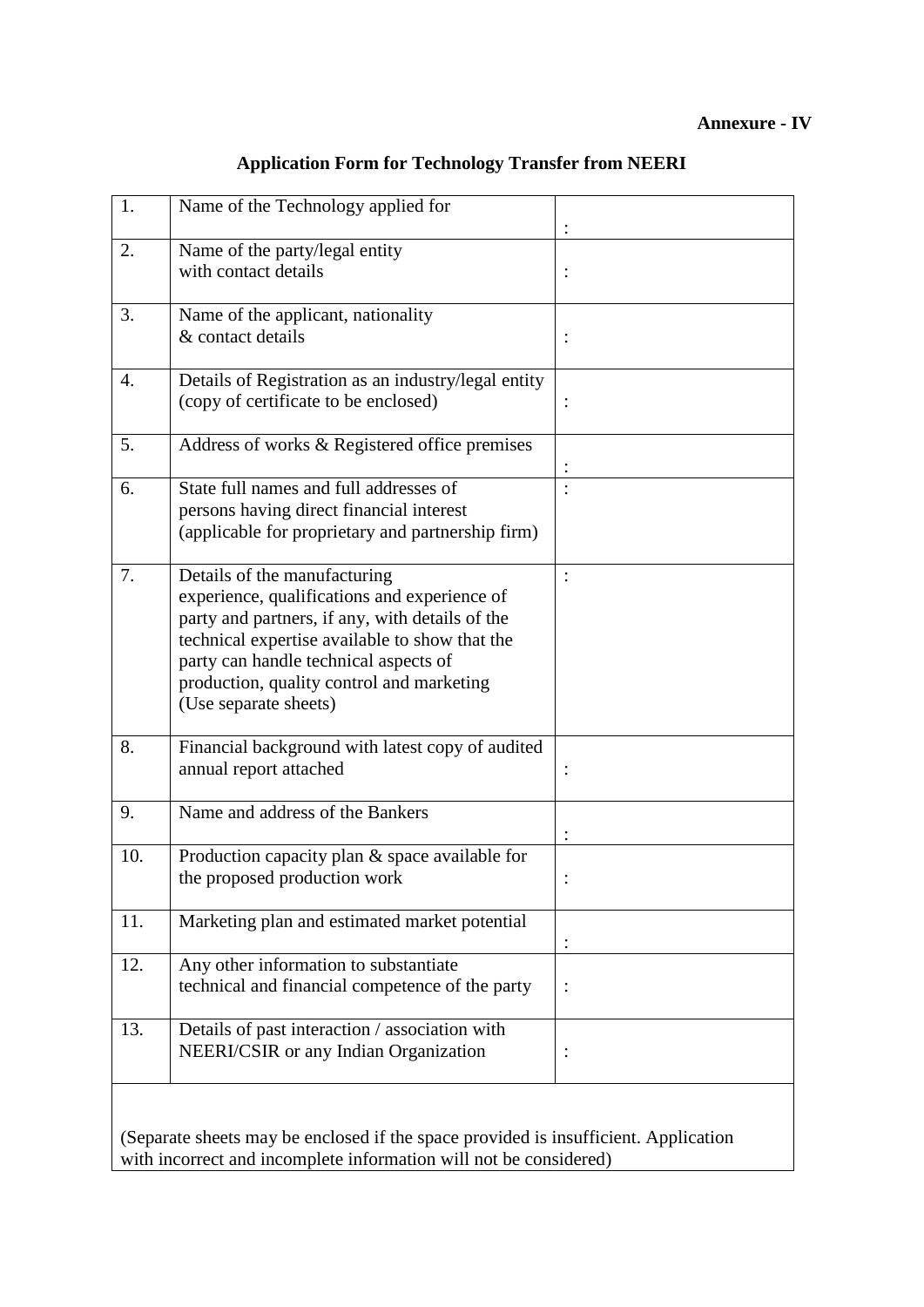**Annexure - IV**

## Application Form for Technology Transfer from NEERI

| | | |
|---|---|---|
| 1. | Name of the Technology applied for | : |
| 2. | Name of the party/legal entity with contact details | : |
| 3. | Name of the applicant, nationality & contact details | : |
| 4. | Details of Registration as an industry/legal entity (copy of certificate to be enclosed) | : |
| 5. | Address of works & Registered office premises | : |
| 6. | State full names and full addresses of persons having direct financial interest (applicable for proprietary and partnership firm) | : |
| 7. | Details of the manufacturing experience, qualifications and experience of party and partners, if any, with details of the technical expertise available to show that the party can handle technical aspects of production, quality control and marketing (Use separate sheets) | : |
| 8. | Financial background with latest copy of audited annual report attached | : |
| 9. | Name and address of the Bankers | : |
| 10. | Production capacity plan & space available for the proposed production work | : |
| 11. | Marketing plan and estimated market potential | : |
| 12. | Any other information to substantiate technical and financial competence of the party | : |
| 13. | Details of past interaction / association with NEERI/CSIR or any Indian Organization | : |

(Separate sheets may be enclosed if the space provided is insufficient. Application with incorrect and incomplete information will not be considered)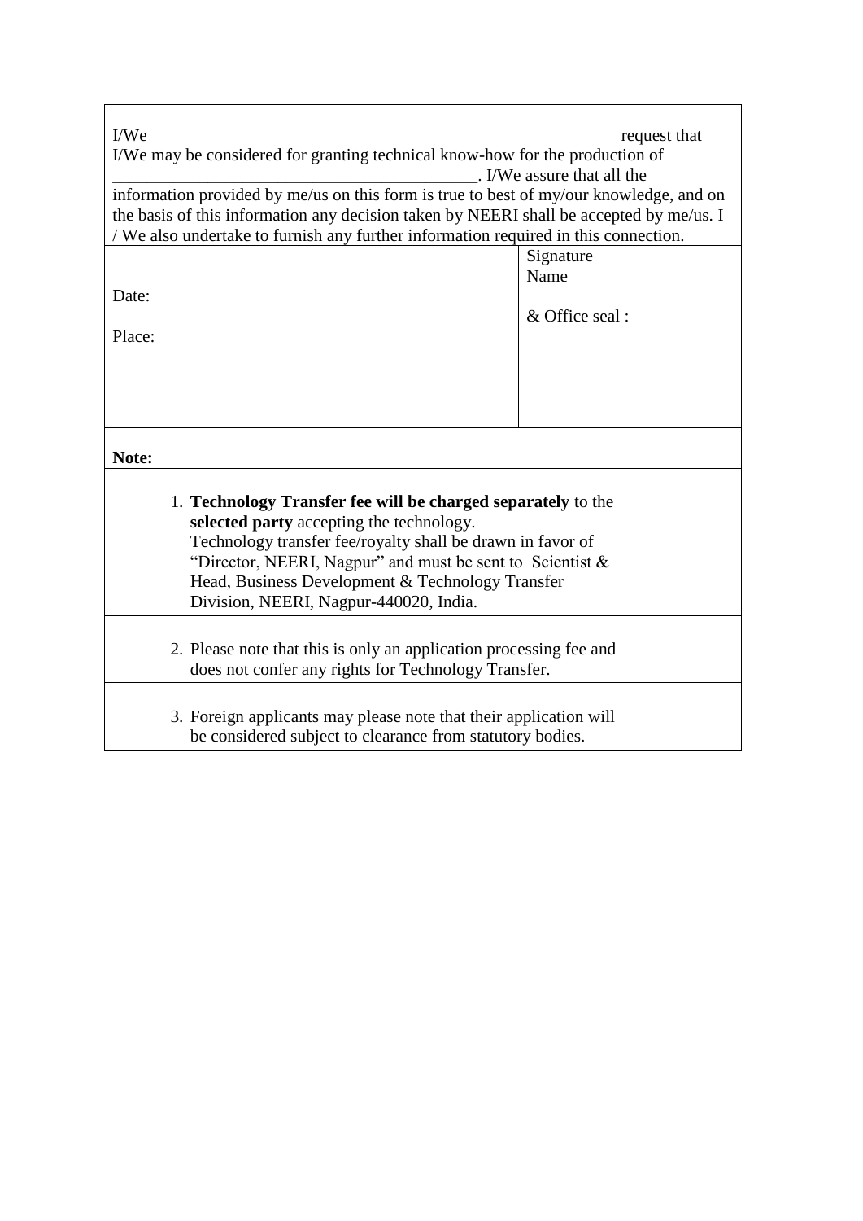I/We request that I/We may be considered for granting technical know-how for the production of ________________________________________. I/We assure that all the information provided by me/us on this form is true to best of my/our knowledge, and on the basis of this information any decision taken by NEERI shall be accepted by me/us. I / We also undertake to furnish any further information required in this connection.

| | |
|---|---|
| Date:<br><br>Place: | Signature<br>Name<br><br>& Office seal : |

**Note:**

1. **Technology Transfer fee will be charged separately** to the **selected party** accepting the technology. Technology transfer fee/royalty shall be drawn in favor of "Director, NEERI, Nagpur" and must be sent to Scientist & Head, Business Development & Technology Transfer Division, NEERI, Nagpur-440020, India.
2. Please note that this is only an application processing fee and does not confer any rights for Technology Transfer.
3. Foreign applicants may please note that their application will be considered subject to clearance from statutory bodies.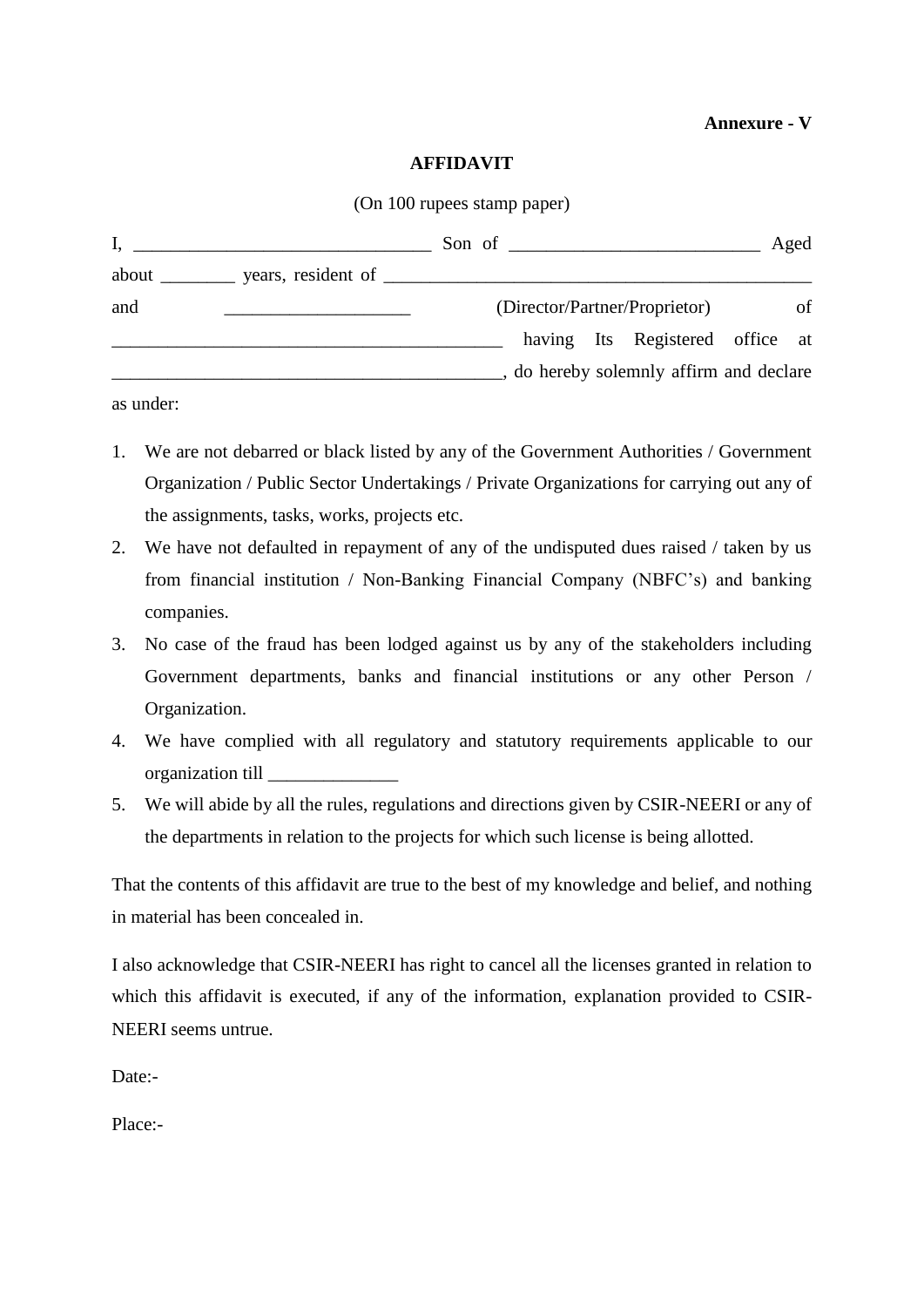**Annexure - V**

**AFFIDAVIT**

(On 100 rupees stamp paper)

I, ________________________________ Son of ___________________________ Aged about ________ years, resident of ______________________________________________ and ____________________ (Director/Partner/Proprietor) of __________________________________________ having Its Registered office at __________________________________________, do hereby solemnly affirm and declare as under:

1. We are not debarred or black listed by any of the Government Authorities / Government Organization / Public Sector Undertakings / Private Organizations for carrying out any of the assignments, tasks, works, projects etc.
2. We have not defaulted in repayment of any of the undisputed dues raised / taken by us from financial institution / Non-Banking Financial Company (NBFC's) and banking companies.
3. No case of the fraud has been lodged against us by any of the stakeholders including Government departments, banks and financial institutions or any other Person / Organization.
4. We have complied with all regulatory and statutory requirements applicable to our organization till ______________
5. We will abide by all the rules, regulations and directions given by CSIR-NEERI or any of the departments in relation to the projects for which such license is being allotted.

That the contents of this affidavit are true to the best of my knowledge and belief, and nothing in material has been concealed in.

I also acknowledge that CSIR-NEERI has right to cancel all the licenses granted in relation to which this affidavit is executed, if any of the information, explanation provided to CSIR-NEERI seems untrue.

Date:-

Place:-